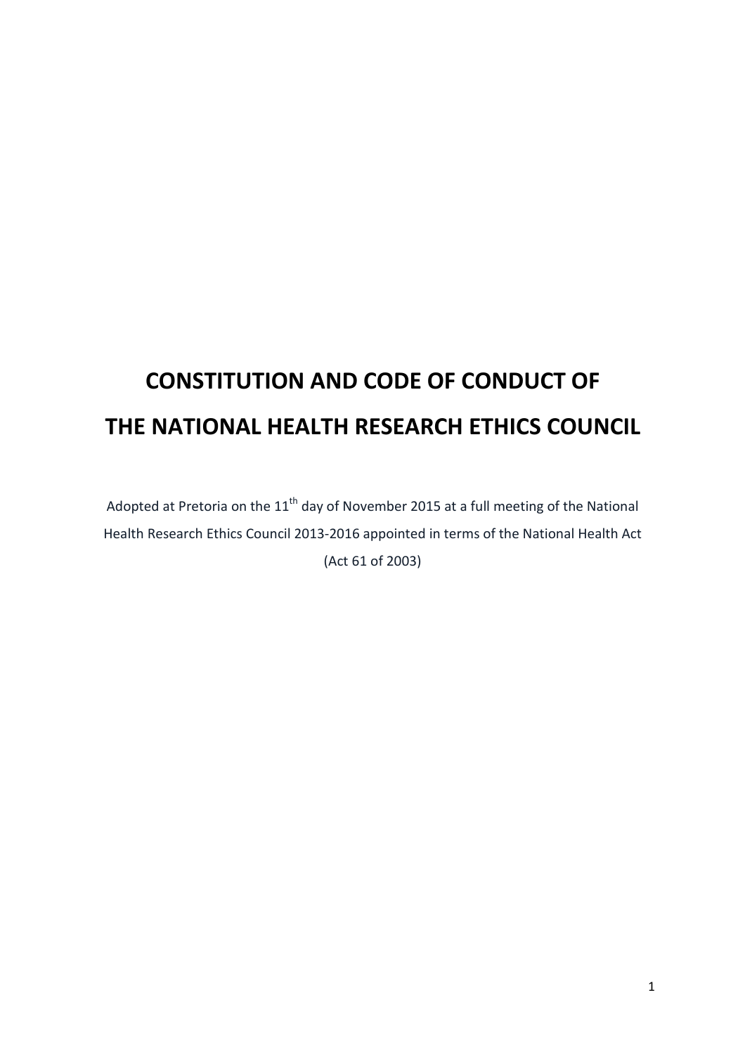# CONSTITUTION AND CODE OF CONDUCT OF THE NATIONAL HEALTH RESEARCH ETHICS COUNCIL

Adopted at Pretoria on the 11th day of November 2015 at a full meeting of the National Health Research Ethics Council 2013-2016 appointed in terms of the National Health Act (Act 61 of 2003)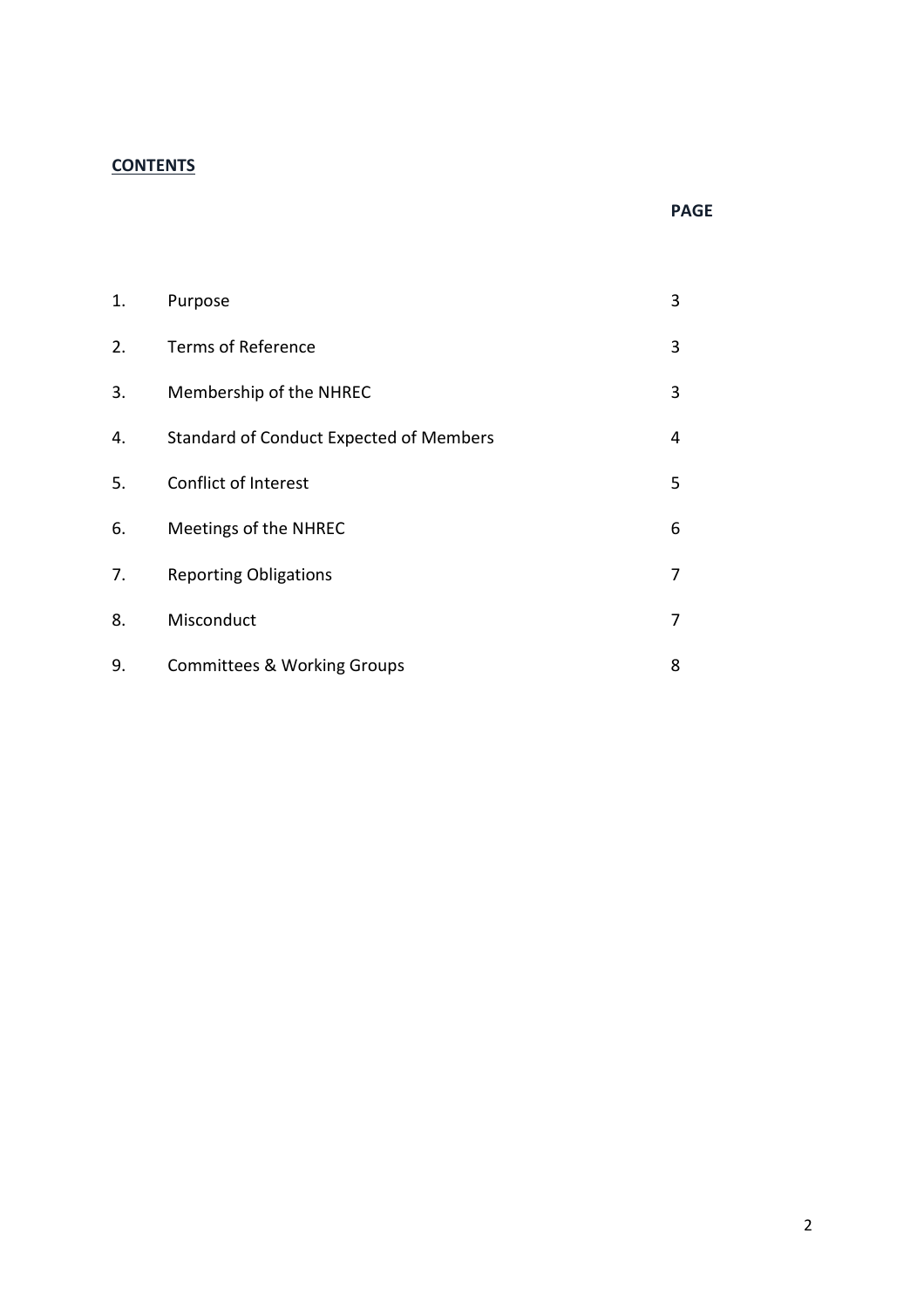**CONTENTS**

| | | PAGE |
|---|---|---|
| 1. | Purpose | 3 |
| 2. | Terms of Reference | 3 |
| 3. | Membership of the NHREC | 3 |
| 4. | Standard of Conduct Expected of Members | 4 |
| 5. | Conflict of Interest | 5 |
| 6. | Meetings of the NHREC | 6 |
| 7. | Reporting Obligations | 7 |
| 8. | Misconduct | 7 |
| 9. | Committees & Working Groups | 8 |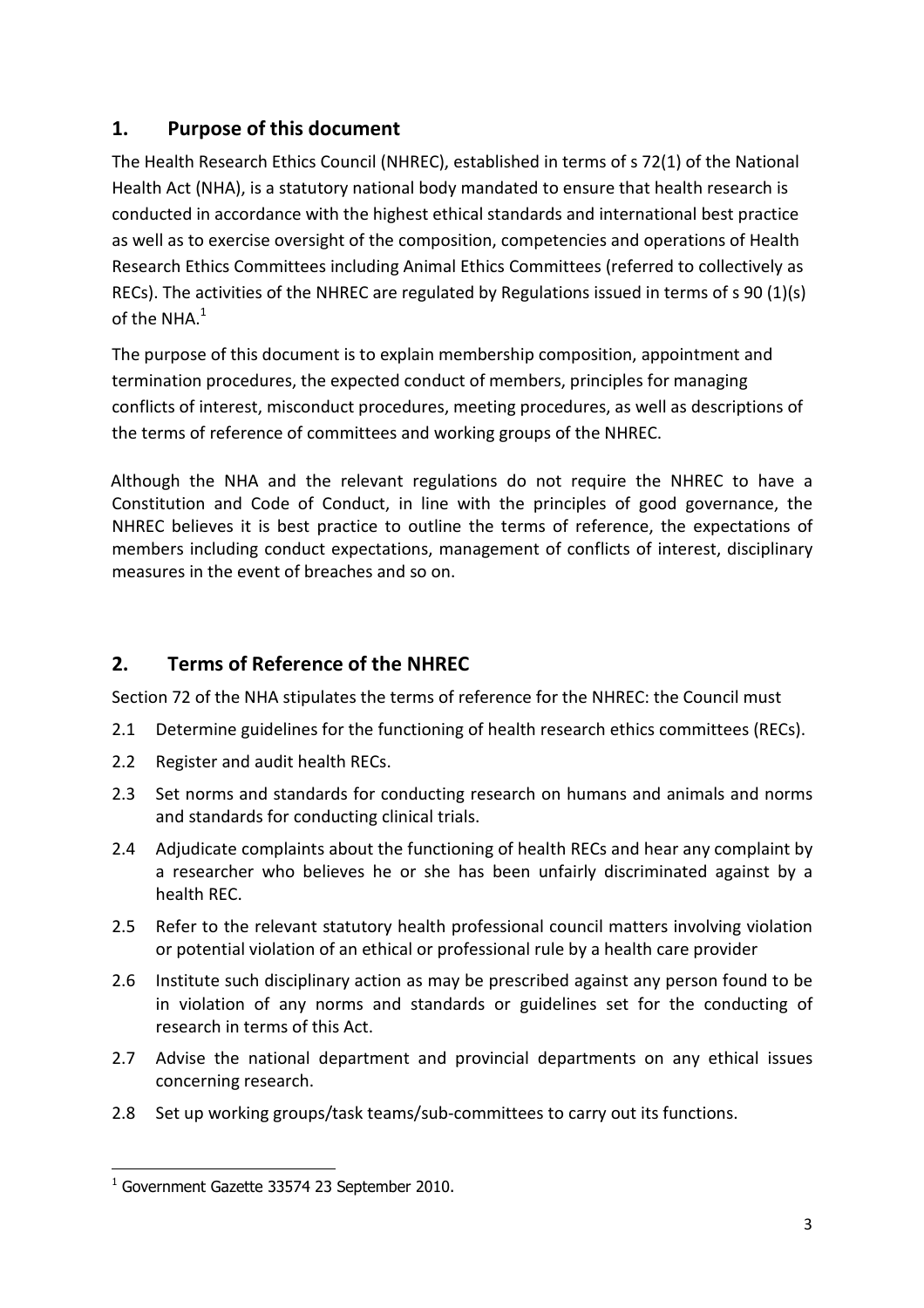## 1. Purpose of this document

The Health Research Ethics Council (NHREC), established in terms of s 72(1) of the National Health Act (NHA), is a statutory national body mandated to ensure that health research is conducted in accordance with the highest ethical standards and international best practice as well as to exercise oversight of the composition, competencies and operations of Health Research Ethics Committees including Animal Ethics Committees (referred to collectively as RECs). The activities of the NHREC are regulated by Regulations issued in terms of s 90 (1)(s) of the NHA.[1]

The purpose of this document is to explain membership composition, appointment and termination procedures, the expected conduct of members, principles for managing conflicts of interest, misconduct procedures, meeting procedures, as well as descriptions of the terms of reference of committees and working groups of the NHREC.

Although the NHA and the relevant regulations do not require the NHREC to have a Constitution and Code of Conduct, in line with the principles of good governance, the NHREC believes it is best practice to outline the terms of reference, the expectations of members including conduct expectations, management of conflicts of interest, disciplinary measures in the event of breaches and so on.

## 2. Terms of Reference of the NHREC

Section 72 of the NHA stipulates the terms of reference for the NHREC: the Council must

2.1 Determine guidelines for the functioning of health research ethics committees (RECs).

2.2 Register and audit health RECs.

2.3 Set norms and standards for conducting research on humans and animals and norms and standards for conducting clinical trials.

2.4 Adjudicate complaints about the functioning of health RECs and hear any complaint by a researcher who believes he or she has been unfairly discriminated against by a health REC.

2.5 Refer to the relevant statutory health professional council matters involving violation or potential violation of an ethical or professional rule by a health care provider

2.6 Institute such disciplinary action as may be prescribed against any person found to be in violation of any norms and standards or guidelines set for the conducting of research in terms of this Act.

2.7 Advise the national department and provincial departments on any ethical issues concerning research.

2.8 Set up working groups/task teams/sub-committees to carry out its functions.

---

[1] Government Gazette 33574 23 September 2010.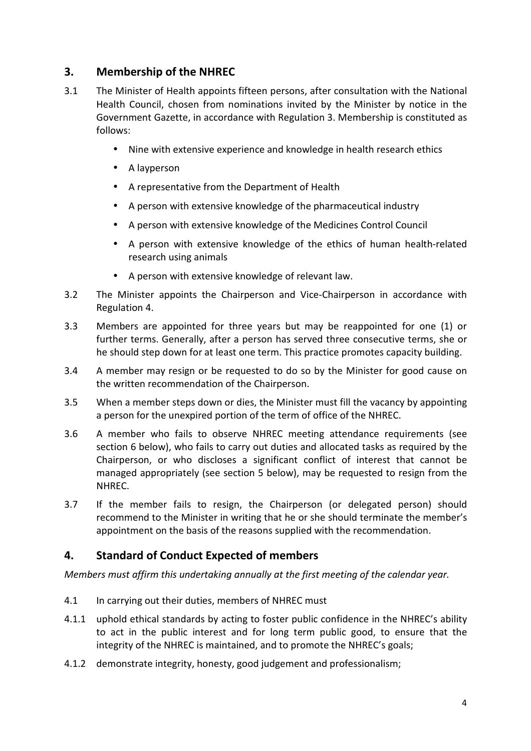## 3. Membership of the NHREC

3.1 The Minister of Health appoints fifteen persons, after consultation with the National Health Council, chosen from nominations invited by the Minister by notice in the Government Gazette, in accordance with Regulation 3. Membership is constituted as follows:

- Nine with extensive experience and knowledge in health research ethics
- A layperson
- A representative from the Department of Health
- A person with extensive knowledge of the pharmaceutical industry
- A person with extensive knowledge of the Medicines Control Council
- A person with extensive knowledge of the ethics of human health-related research using animals
- A person with extensive knowledge of relevant law.

3.2 The Minister appoints the Chairperson and Vice-Chairperson in accordance with Regulation 4.

3.3 Members are appointed for three years but may be reappointed for one (1) or further terms. Generally, after a person has served three consecutive terms, she or he should step down for at least one term. This practice promotes capacity building.

3.4 A member may resign or be requested to do so by the Minister for good cause on the written recommendation of the Chairperson.

3.5 When a member steps down or dies, the Minister must fill the vacancy by appointing a person for the unexpired portion of the term of office of the NHREC.

3.6 A member who fails to observe NHREC meeting attendance requirements (see section 6 below), who fails to carry out duties and allocated tasks as required by the Chairperson, or who discloses a significant conflict of interest that cannot be managed appropriately (see section 5 below), may be requested to resign from the NHREC.

3.7 If the member fails to resign, the Chairperson (or delegated person) should recommend to the Minister in writing that he or she should terminate the member's appointment on the basis of the reasons supplied with the recommendation.

## 4. Standard of Conduct Expected of members

*Members must affirm this undertaking annually at the first meeting of the calendar year.*

4.1 In carrying out their duties, members of NHREC must

4.1.1 uphold ethical standards by acting to foster public confidence in the NHREC's ability to act in the public interest and for long term public good, to ensure that the integrity of the NHREC is maintained, and to promote the NHREC's goals;

4.1.2 demonstrate integrity, honesty, good judgement and professionalism;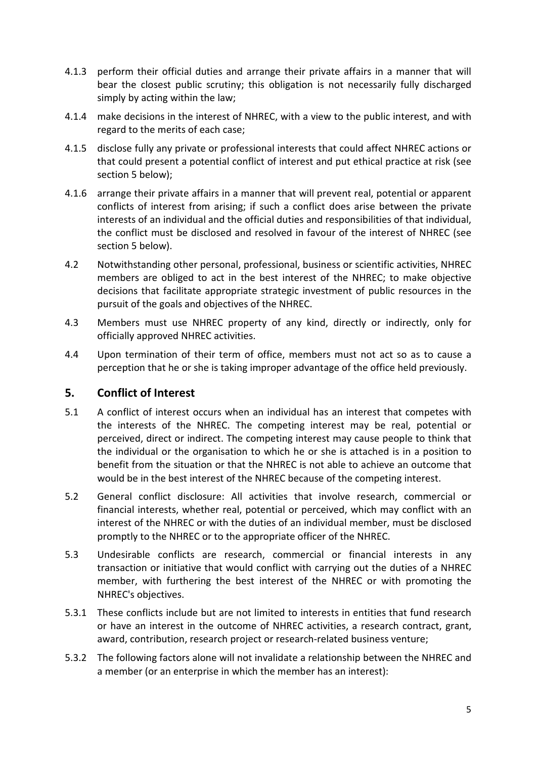4.1.3 perform their official duties and arrange their private affairs in a manner that will bear the closest public scrutiny; this obligation is not necessarily fully discharged simply by acting within the law;

4.1.4 make decisions in the interest of NHREC, with a view to the public interest, and with regard to the merits of each case;

4.1.5 disclose fully any private or professional interests that could affect NHREC actions or that could present a potential conflict of interest and put ethical practice at risk (see section 5 below);

4.1.6 arrange their private affairs in a manner that will prevent real, potential or apparent conflicts of interest from arising; if such a conflict does arise between the private interests of an individual and the official duties and responsibilities of that individual, the conflict must be disclosed and resolved in favour of the interest of NHREC (see section 5 below).

4.2 Notwithstanding other personal, professional, business or scientific activities, NHREC members are obliged to act in the best interest of the NHREC; to make objective decisions that facilitate appropriate strategic investment of public resources in the pursuit of the goals and objectives of the NHREC.

4.3 Members must use NHREC property of any kind, directly or indirectly, only for officially approved NHREC activities.

4.4 Upon termination of their term of office, members must not act so as to cause a perception that he or she is taking improper advantage of the office held previously.

## 5. Conflict of Interest

5.1 A conflict of interest occurs when an individual has an interest that competes with the interests of the NHREC. The competing interest may be real, potential or perceived, direct or indirect. The competing interest may cause people to think that the individual or the organisation to which he or she is attached is in a position to benefit from the situation or that the NHREC is not able to achieve an outcome that would be in the best interest of the NHREC because of the competing interest.

5.2 General conflict disclosure: All activities that involve research, commercial or financial interests, whether real, potential or perceived, which may conflict with an interest of the NHREC or with the duties of an individual member, must be disclosed promptly to the NHREC or to the appropriate officer of the NHREC.

5.3 Undesirable conflicts are research, commercial or financial interests in any transaction or initiative that would conflict with carrying out the duties of a NHREC member, with furthering the best interest of the NHREC or with promoting the NHREC's objectives.

5.3.1 These conflicts include but are not limited to interests in entities that fund research or have an interest in the outcome of NHREC activities, a research contract, grant, award, contribution, research project or research-related business venture;

5.3.2 The following factors alone will not invalidate a relationship between the NHREC and a member (or an enterprise in which the member has an interest):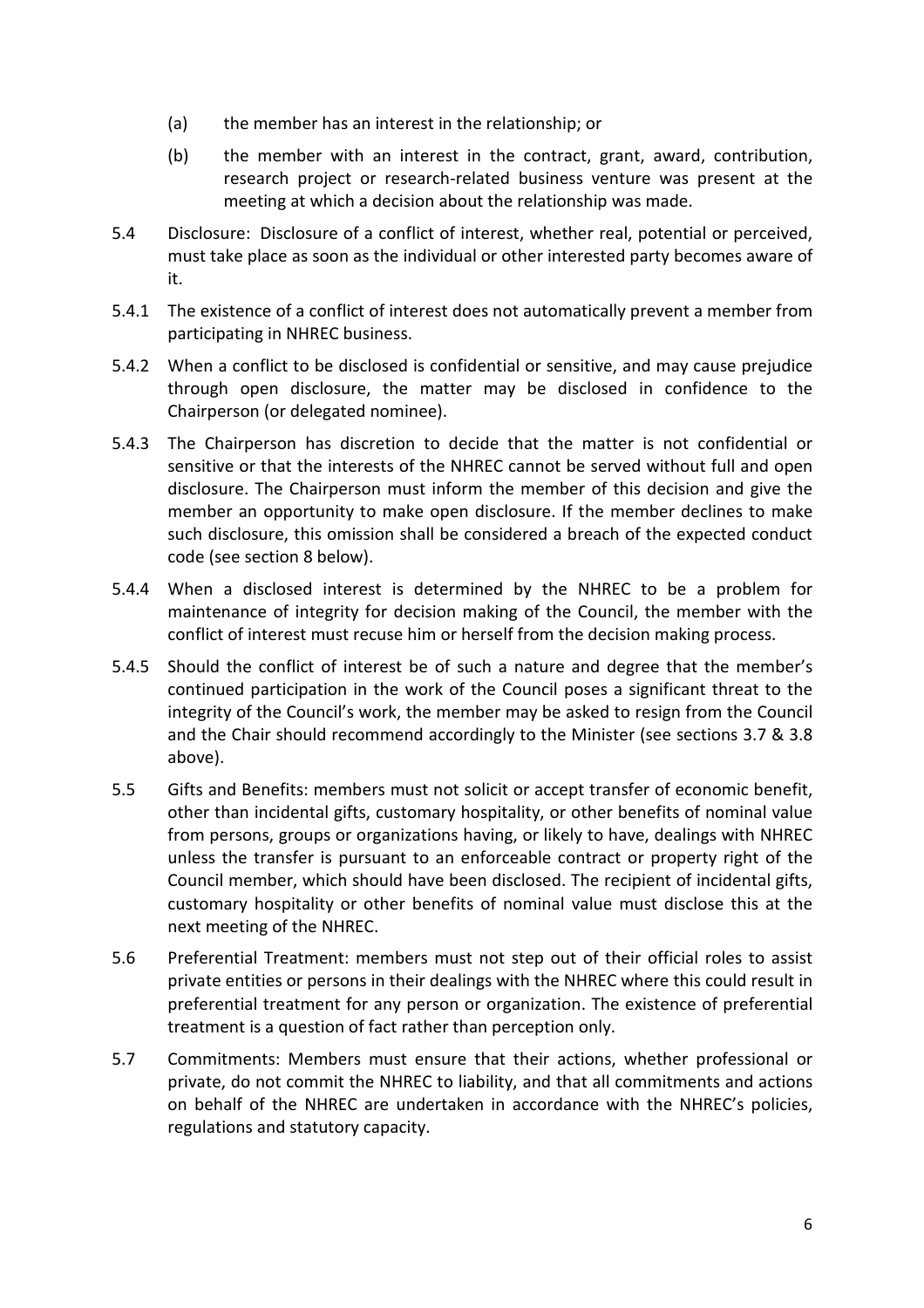(a) the member has an interest in the relationship; or

(b) the member with an interest in the contract, grant, award, contribution, research project or research-related business venture was present at the meeting at which a decision about the relationship was made.

5.4 Disclosure: Disclosure of a conflict of interest, whether real, potential or perceived, must take place as soon as the individual or other interested party becomes aware of it.

5.4.1 The existence of a conflict of interest does not automatically prevent a member from participating in NHREC business.

5.4.2 When a conflict to be disclosed is confidential or sensitive, and may cause prejudice through open disclosure, the matter may be disclosed in confidence to the Chairperson (or delegated nominee).

5.4.3 The Chairperson has discretion to decide that the matter is not confidential or sensitive or that the interests of the NHREC cannot be served without full and open disclosure. The Chairperson must inform the member of this decision and give the member an opportunity to make open disclosure. If the member declines to make such disclosure, this omission shall be considered a breach of the expected conduct code (see section 8 below).

5.4.4 When a disclosed interest is determined by the NHREC to be a problem for maintenance of integrity for decision making of the Council, the member with the conflict of interest must recuse him or herself from the decision making process.

5.4.5 Should the conflict of interest be of such a nature and degree that the member's continued participation in the work of the Council poses a significant threat to the integrity of the Council's work, the member may be asked to resign from the Council and the Chair should recommend accordingly to the Minister (see sections 3.7 & 3.8 above).

5.5 Gifts and Benefits: members must not solicit or accept transfer of economic benefit, other than incidental gifts, customary hospitality, or other benefits of nominal value from persons, groups or organizations having, or likely to have, dealings with NHREC unless the transfer is pursuant to an enforceable contract or property right of the Council member, which should have been disclosed. The recipient of incidental gifts, customary hospitality or other benefits of nominal value must disclose this at the next meeting of the NHREC.

5.6 Preferential Treatment: members must not step out of their official roles to assist private entities or persons in their dealings with the NHREC where this could result in preferential treatment for any person or organization. The existence of preferential treatment is a question of fact rather than perception only.

5.7 Commitments: Members must ensure that their actions, whether professional or private, do not commit the NHREC to liability, and that all commitments and actions on behalf of the NHREC are undertaken in accordance with the NHREC's policies, regulations and statutory capacity.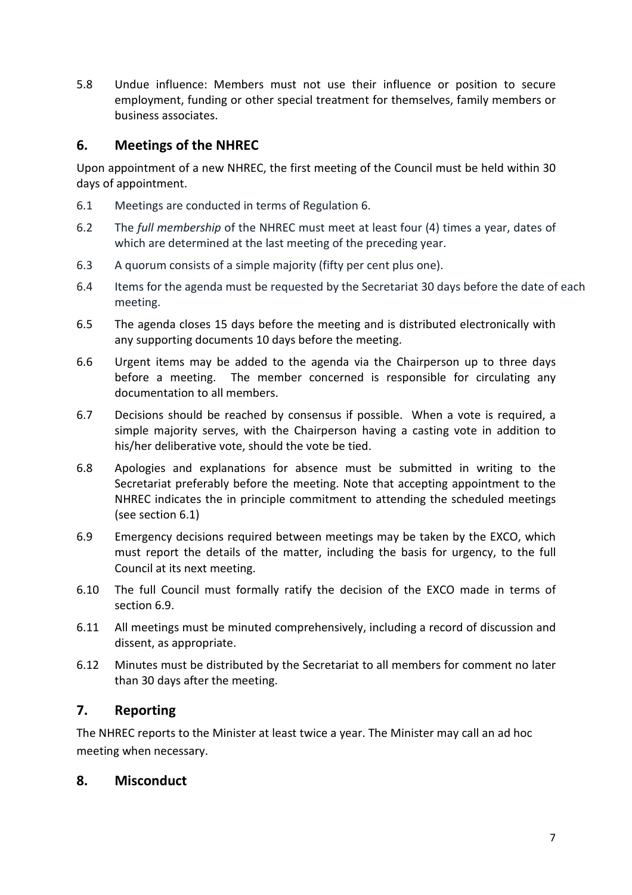5.8 Undue influence: Members must not use their influence or position to secure employment, funding or other special treatment for themselves, family members or business associates.

## 6. Meetings of the NHREC

Upon appointment of a new NHREC, the first meeting of the Council must be held within 30 days of appointment.

6.1 Meetings are conducted in terms of Regulation 6.

6.2 The *full membership* of the NHREC must meet at least four (4) times a year, dates of which are determined at the last meeting of the preceding year.

6.3 A quorum consists of a simple majority (fifty per cent plus one).

6.4 Items for the agenda must be requested by the Secretariat 30 days before the date of each meeting.

6.5 The agenda closes 15 days before the meeting and is distributed electronically with any supporting documents 10 days before the meeting.

6.6 Urgent items may be added to the agenda via the Chairperson up to three days before a meeting. The member concerned is responsible for circulating any documentation to all members.

6.7 Decisions should be reached by consensus if possible. When a vote is required, a simple majority serves, with the Chairperson having a casting vote in addition to his/her deliberative vote, should the vote be tied.

6.8 Apologies and explanations for absence must be submitted in writing to the Secretariat preferably before the meeting. Note that accepting appointment to the NHREC indicates the in principle commitment to attending the scheduled meetings (see section 6.1)

6.9 Emergency decisions required between meetings may be taken by the EXCO, which must report the details of the matter, including the basis for urgency, to the full Council at its next meeting.

6.10 The full Council must formally ratify the decision of the EXCO made in terms of section 6.9.

6.11 All meetings must be minuted comprehensively, including a record of discussion and dissent, as appropriate.

6.12 Minutes must be distributed by the Secretariat to all members for comment no later than 30 days after the meeting.

## 7. Reporting

The NHREC reports to the Minister at least twice a year. The Minister may call an ad hoc meeting when necessary.

## 8. Misconduct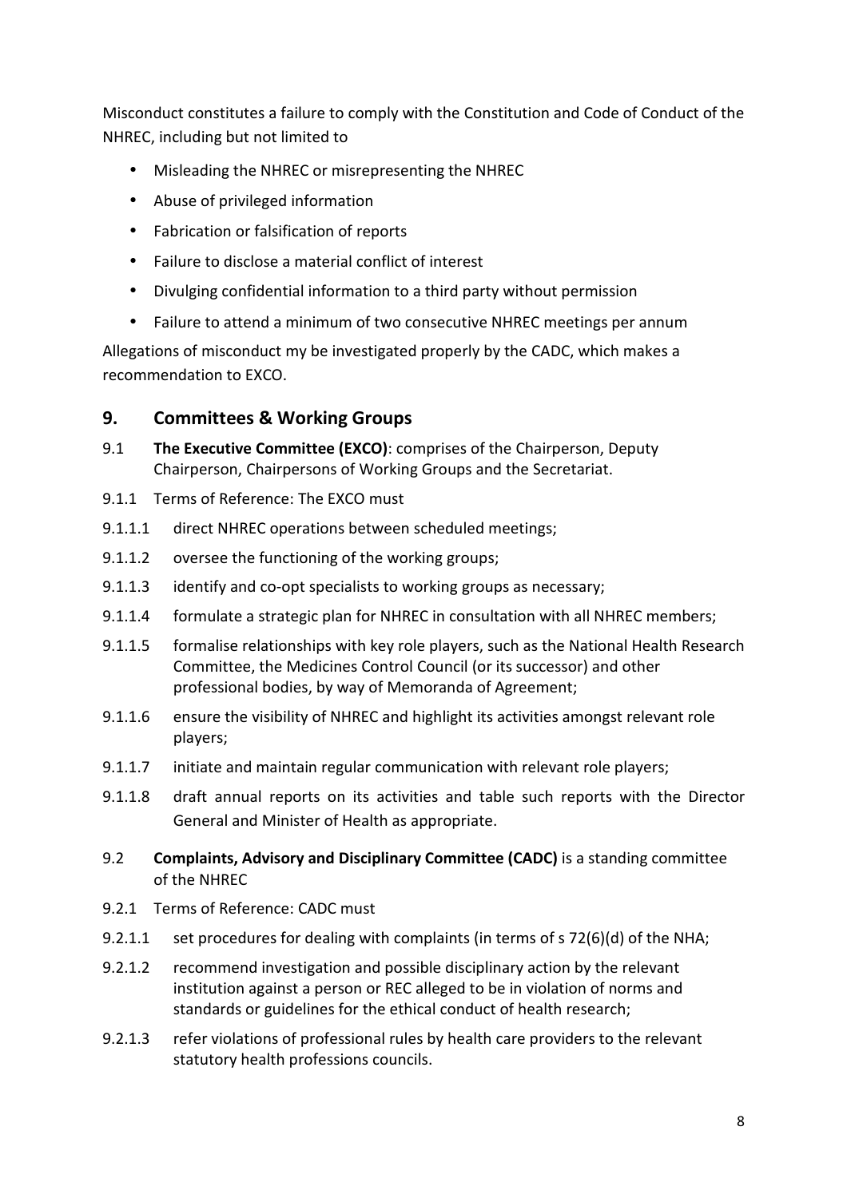Misconduct constitutes a failure to comply with the Constitution and Code of Conduct of the NHREC, including but not limited to

- Misleading the NHREC or misrepresenting the NHREC
- Abuse of privileged information
- Fabrication or falsification of reports
- Failure to disclose a material conflict of interest
- Divulging confidential information to a third party without permission
- Failure to attend a minimum of two consecutive NHREC meetings per annum

Allegations of misconduct my be investigated properly by the CADC, which makes a recommendation to EXCO.

## 9. Committees & Working Groups

9.1 **The Executive Committee (EXCO)**: comprises of the Chairperson, Deputy Chairperson, Chairpersons of Working Groups and the Secretariat.

9.1.1 Terms of Reference: The EXCO must

9.1.1.1 direct NHREC operations between scheduled meetings;

9.1.1.2 oversee the functioning of the working groups;

9.1.1.3 identify and co-opt specialists to working groups as necessary;

9.1.1.4 formulate a strategic plan for NHREC in consultation with all NHREC members;

9.1.1.5 formalise relationships with key role players, such as the National Health Research Committee, the Medicines Control Council (or its successor) and other professional bodies, by way of Memoranda of Agreement;

9.1.1.6 ensure the visibility of NHREC and highlight its activities amongst relevant role players;

9.1.1.7 initiate and maintain regular communication with relevant role players;

9.1.1.8 draft annual reports on its activities and table such reports with the Director General and Minister of Health as appropriate.

9.2 **Complaints, Advisory and Disciplinary Committee (CADC)** is a standing committee of the NHREC

9.2.1 Terms of Reference: CADC must

9.2.1.1 set procedures for dealing with complaints (in terms of s 72(6)(d) of the NHA;

9.2.1.2 recommend investigation and possible disciplinary action by the relevant institution against a person or REC alleged to be in violation of norms and standards or guidelines for the ethical conduct of health research;

9.2.1.3 refer violations of professional rules by health care providers to the relevant statutory health professions councils.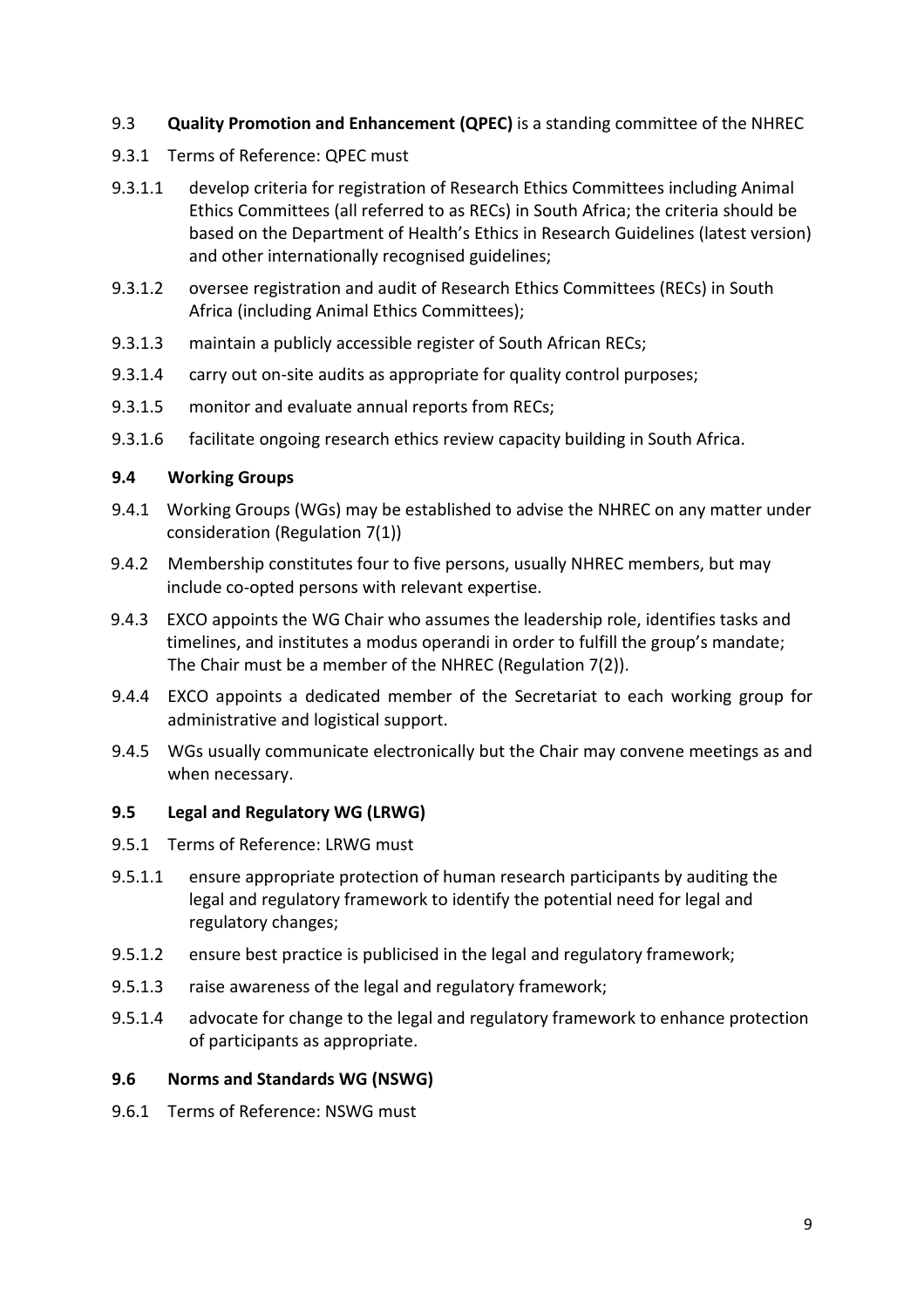9.3 **Quality Promotion and Enhancement (QPEC)** is a standing committee of the NHREC

9.3.1 Terms of Reference: QPEC must

9.3.1.1 develop criteria for registration of Research Ethics Committees including Animal Ethics Committees (all referred to as RECs) in South Africa; the criteria should be based on the Department of Health's Ethics in Research Guidelines (latest version) and other internationally recognised guidelines;

9.3.1.2 oversee registration and audit of Research Ethics Committees (RECs) in South Africa (including Animal Ethics Committees);

9.3.1.3 maintain a publicly accessible register of South African RECs;

9.3.1.4 carry out on-site audits as appropriate for quality control purposes;

9.3.1.5 monitor and evaluate annual reports from RECs;

9.3.1.6 facilitate ongoing research ethics review capacity building in South Africa.

**9.4 Working Groups**

9.4.1 Working Groups (WGs) may be established to advise the NHREC on any matter under consideration (Regulation 7(1))

9.4.2 Membership constitutes four to five persons, usually NHREC members, but may include co-opted persons with relevant expertise.

9.4.3 EXCO appoints the WG Chair who assumes the leadership role, identifies tasks and timelines, and institutes a modus operandi in order to fulfill the group's mandate; The Chair must be a member of the NHREC (Regulation 7(2)).

9.4.4 EXCO appoints a dedicated member of the Secretariat to each working group for administrative and logistical support.

9.4.5 WGs usually communicate electronically but the Chair may convene meetings as and when necessary.

**9.5 Legal and Regulatory WG (LRWG)**

9.5.1 Terms of Reference: LRWG must

9.5.1.1 ensure appropriate protection of human research participants by auditing the legal and regulatory framework to identify the potential need for legal and regulatory changes;

9.5.1.2 ensure best practice is publicised in the legal and regulatory framework;

9.5.1.3 raise awareness of the legal and regulatory framework;

9.5.1.4 advocate for change to the legal and regulatory framework to enhance protection of participants as appropriate.

**9.6 Norms and Standards WG (NSWG)**

9.6.1 Terms of Reference: NSWG must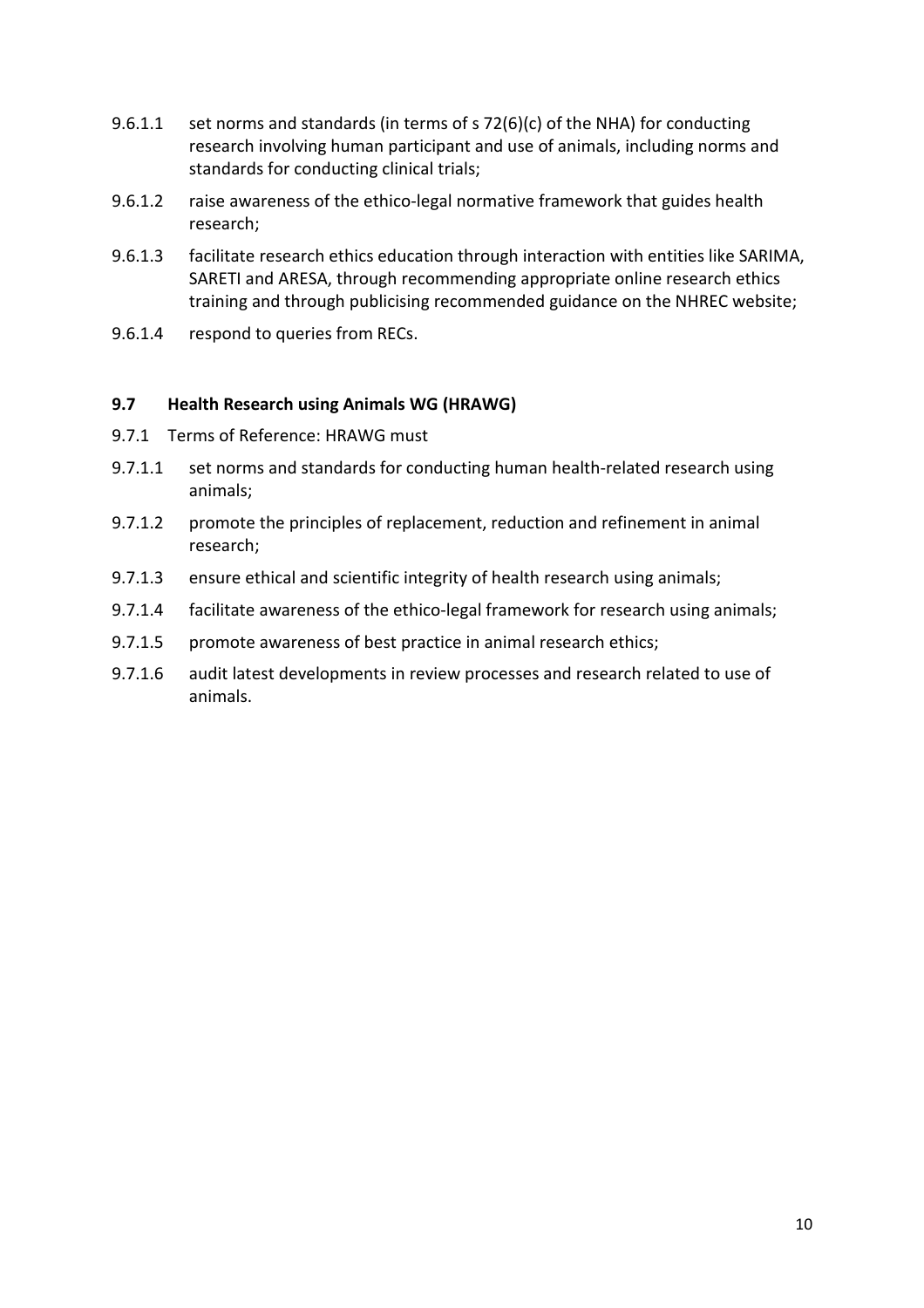9.6.1.1 set norms and standards (in terms of s 72(6)(c) of the NHA) for conducting research involving human participant and use of animals, including norms and standards for conducting clinical trials;

9.6.1.2 raise awareness of the ethico-legal normative framework that guides health research;

9.6.1.3 facilitate research ethics education through interaction with entities like SARIMA, SARETI and ARESA, through recommending appropriate online research ethics training and through publicising recommended guidance on the NHREC website;

9.6.1.4 respond to queries from RECs.

### 9.7 Health Research using Animals WG (HRAWG)

9.7.1 Terms of Reference: HRAWG must

9.7.1.1 set norms and standards for conducting human health-related research using animals;

9.7.1.2 promote the principles of replacement, reduction and refinement in animal research;

9.7.1.3 ensure ethical and scientific integrity of health research using animals;

9.7.1.4 facilitate awareness of the ethico-legal framework for research using animals;

9.7.1.5 promote awareness of best practice in animal research ethics;

9.7.1.6 audit latest developments in review processes and research related to use of animals.